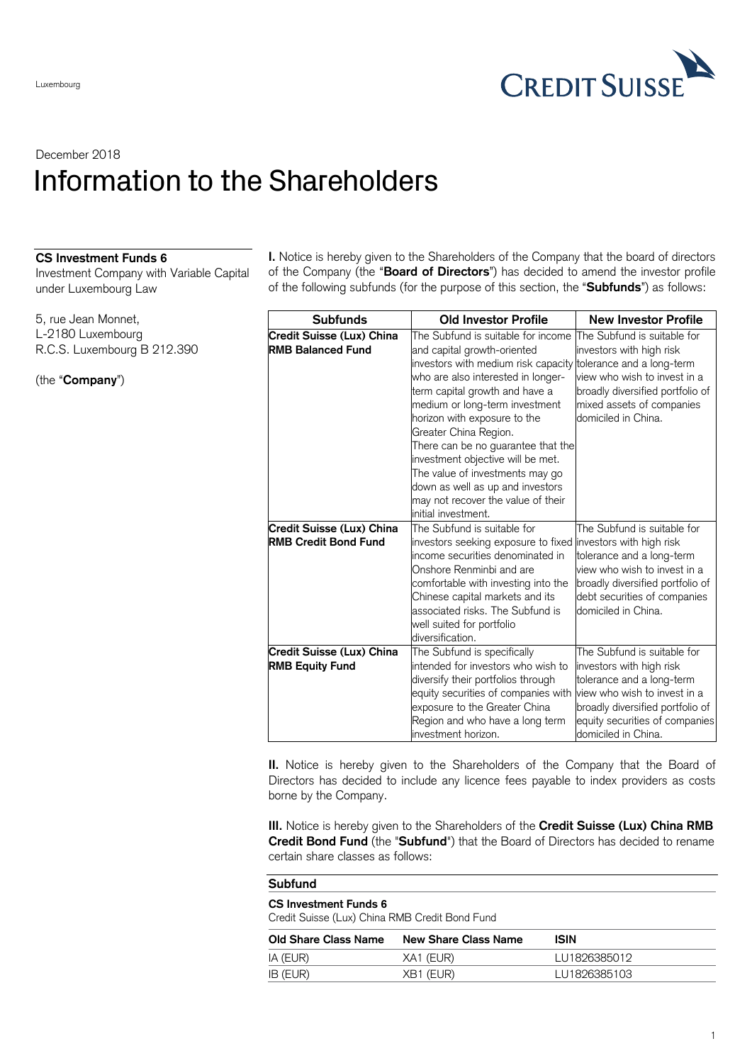Luxembourg

December 2018

# Information to the Shareholders

**CS Investment Funds 6**
Investment Company with Variable Capital under Luxembourg Law

5, rue Jean Monnet,
L-2180 Luxembourg
R.C.S. Luxembourg B 212.390

(the "**Company**")

**I.** Notice is hereby given to the Shareholders of the Company that the board of directors of the Company (the "**Board of Directors**") has decided to amend the investor profile of the following subfunds (for the purpose of this section, the "**Subfunds**") as follows:

| Subfunds | Old Investor Profile | New Investor Profile |
|---|---|---|
| **Credit Suisse (Lux) China RMB Balanced Fund** | The Subfund is suitable for income and capital growth-oriented investors with medium risk capacity who are also interested in longer-term capital growth and have a medium or long-term investment horizon with exposure to the Greater China Region. There can be no guarantee that the investment objective will be met. The value of investments may go down as well as up and investors may not recover the value of their initial investment. | The Subfund is suitable for investors with high risk tolerance and a long-term view who wish to invest in a broadly diversified portfolio of mixed assets of companies domiciled in China. |
| **Credit Suisse (Lux) China RMB Credit Bond Fund** | The Subfund is suitable for investors seeking exposure to fixed income securities denominated in Onshore Renminbi and are comfortable with investing into the Chinese capital markets and its associated risks. The Subfund is well suited for portfolio diversification. | The Subfund is suitable for investors with high risk tolerance and a long-term view who wish to invest in a broadly diversified portfolio of debt securities of companies domiciled in China. |
| **Credit Suisse (Lux) China RMB Equity Fund** | The Subfund is specifically intended for investors who wish to diversify their portfolios through equity securities of companies with exposure to the Greater China Region and who have a long term investment horizon. | The Subfund is suitable for investors with high risk tolerance and a long-term view who wish to invest in a broadly diversified portfolio of equity securities of companies domiciled in China. |

**II.** Notice is hereby given to the Shareholders of the Company that the Board of Directors has decided to include any licence fees payable to index providers as costs borne by the Company.

**III.** Notice is hereby given to the Shareholders of the **Credit Suisse (Lux) China RMB Credit Bond Fund** (the "**Subfund**") that the Board of Directors has decided to rename certain share classes as follows:

**Subfund**

**CS Investment Funds 6**
Credit Suisse (Lux) China RMB Credit Bond Fund

| Old Share Class Name | New Share Class Name | ISIN |
|---|---|---|
| IA (EUR) | XA1 (EUR) | LU1826385012 |
| IB (EUR) | XB1 (EUR) | LU1826385103 |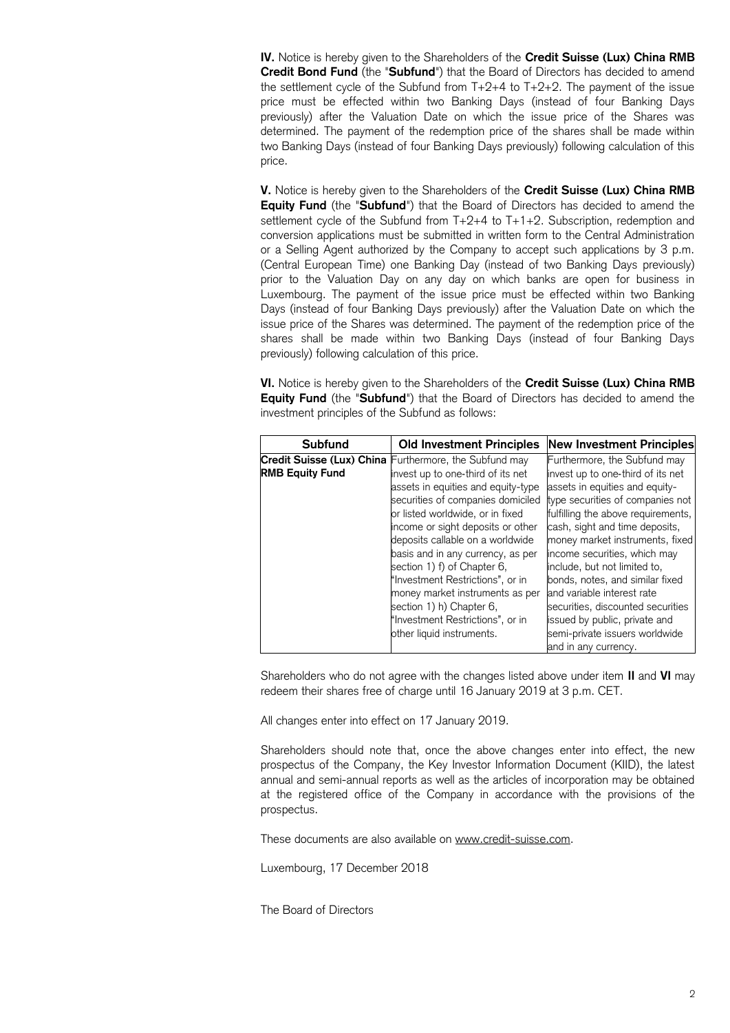**IV.** Notice is hereby given to the Shareholders of the **Credit Suisse (Lux) China RMB Credit Bond Fund** (the "**Subfund**") that the Board of Directors has decided to amend the settlement cycle of the Subfund from T+2+4 to T+2+2. The payment of the issue price must be effected within two Banking Days (instead of four Banking Days previously) after the Valuation Date on which the issue price of the Shares was determined. The payment of the redemption price of the shares shall be made within two Banking Days (instead of four Banking Days previously) following calculation of this price.

**V.** Notice is hereby given to the Shareholders of the **Credit Suisse (Lux) China RMB Equity Fund** (the "**Subfund**") that the Board of Directors has decided to amend the settlement cycle of the Subfund from T+2+4 to T+1+2. Subscription, redemption and conversion applications must be submitted in written form to the Central Administration or a Selling Agent authorized by the Company to accept such applications by 3 p.m. (Central European Time) one Banking Day (instead of two Banking Days previously) prior to the Valuation Day on any day on which banks are open for business in Luxembourg. The payment of the issue price must be effected within two Banking Days (instead of four Banking Days previously) after the Valuation Date on which the issue price of the Shares was determined. The payment of the redemption price of the shares shall be made within two Banking Days (instead of four Banking Days previously) following calculation of this price.

**VI.** Notice is hereby given to the Shareholders of the **Credit Suisse (Lux) China RMB Equity Fund** (the "**Subfund**") that the Board of Directors has decided to amend the investment principles of the Subfund as follows:

| Subfund | Old Investment Principles | New Investment Principles |
|---|---|---|
| **Credit Suisse (Lux) China RMB Equity Fund** | Furthermore, the Subfund may invest up to one-third of its net assets in equities and equity-type securities of companies domiciled or listed worldwide, or in fixed income or sight deposits or other deposits callable on a worldwide basis and in any currency, as per section 1) f) of Chapter 6, "Investment Restrictions", or in money market instruments as per section 1) h) Chapter 6, "Investment Restrictions", or in other liquid instruments. | Furthermore, the Subfund may invest up to one-third of its net assets in equities and equity-type securities of companies not fulfilling the above requirements, cash, sight and time deposits, money market instruments, fixed income securities, which may include, but not limited to, bonds, notes, and similar fixed and variable interest rate securities, discounted securities issued by public, private and semi-private issuers worldwide and in any currency. |

Shareholders who do not agree with the changes listed above under item **II** and **VI** may redeem their shares free of charge until 16 January 2019 at 3 p.m. CET.

All changes enter into effect on 17 January 2019.

Shareholders should note that, once the above changes enter into effect, the new prospectus of the Company, the Key Investor Information Document (KIID), the latest annual and semi-annual reports as well as the articles of incorporation may be obtained at the registered office of the Company in accordance with the provisions of the prospectus.

These documents are also available on www.credit-suisse.com.

Luxembourg, 17 December 2018

The Board of Directors